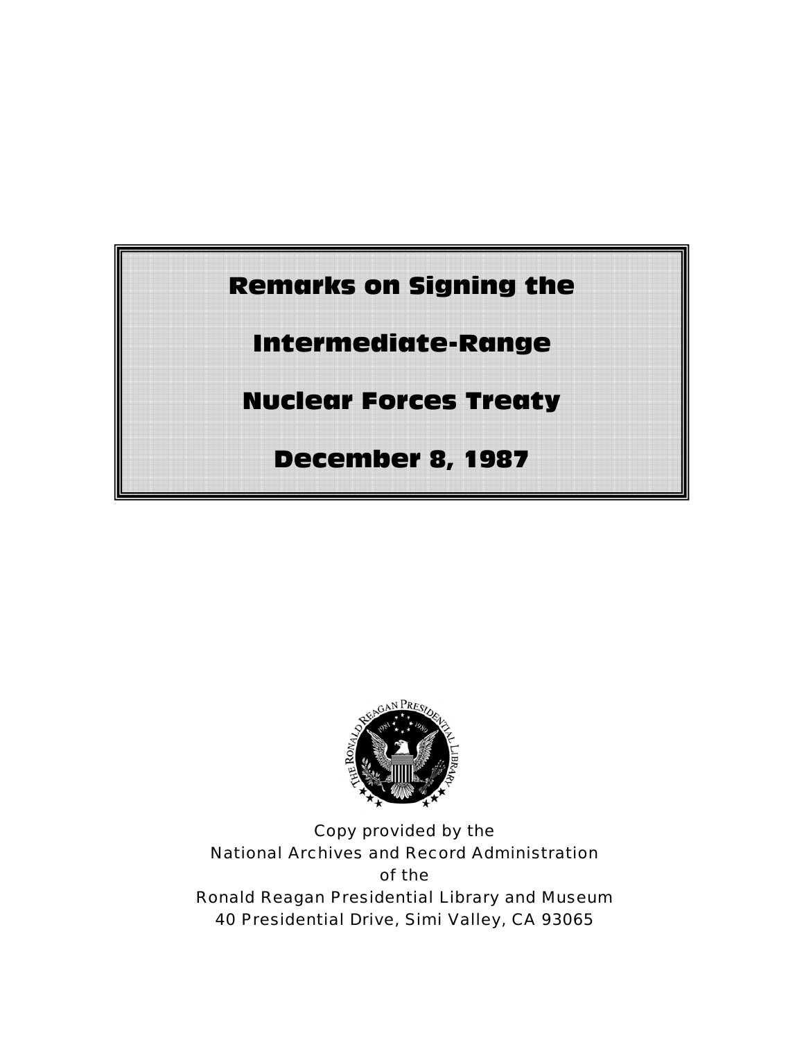# Remarks on Signing the Intermediate-Range Nuclear Forces Treaty

# December 8, 1987

Copy provided by the
National Archives and Record Administration
of the
Ronald Reagan Presidential Library and Museum
40 Presidential Drive, Simi Valley, CA 93065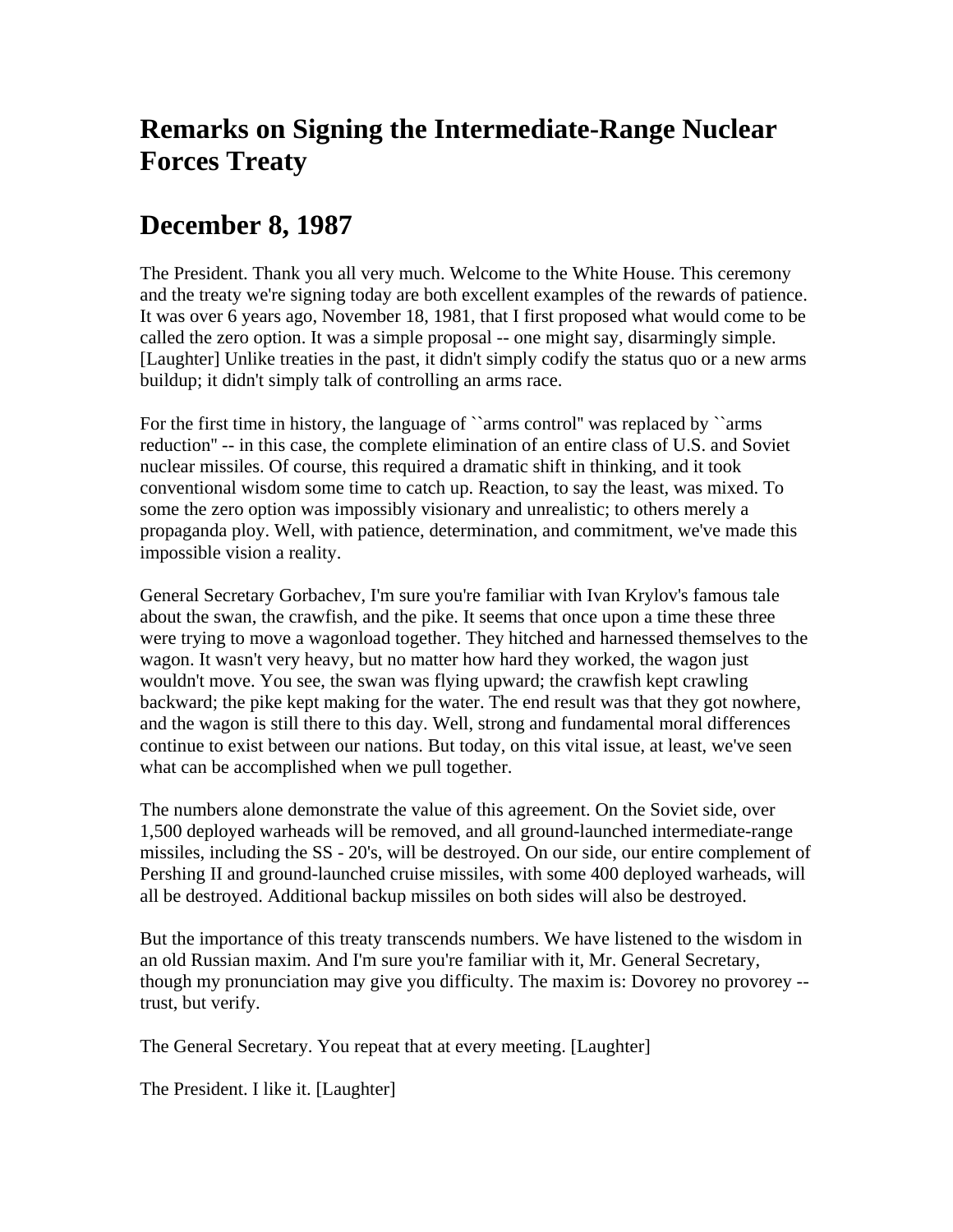# Remarks on Signing the Intermediate-Range Nuclear Forces Treaty

## December 8, 1987

The President. Thank you all very much. Welcome to the White House. This ceremony and the treaty we're signing today are both excellent examples of the rewards of patience. It was over 6 years ago, November 18, 1981, that I first proposed what would come to be called the zero option. It was a simple proposal -- one might say, disarmingly simple. [Laughter] Unlike treaties in the past, it didn't simply codify the status quo or a new arms buildup; it didn't simply talk of controlling an arms race.

For the first time in history, the language of ``arms control'' was replaced by ``arms reduction'' -- in this case, the complete elimination of an entire class of U.S. and Soviet nuclear missiles. Of course, this required a dramatic shift in thinking, and it took conventional wisdom some time to catch up. Reaction, to say the least, was mixed. To some the zero option was impossibly visionary and unrealistic; to others merely a propaganda ploy. Well, with patience, determination, and commitment, we've made this impossible vision a reality.

General Secretary Gorbachev, I'm sure you're familiar with Ivan Krylov's famous tale about the swan, the crawfish, and the pike. It seems that once upon a time these three were trying to move a wagonload together. They hitched and harnessed themselves to the wagon. It wasn't very heavy, but no matter how hard they worked, the wagon just wouldn't move. You see, the swan was flying upward; the crawfish kept crawling backward; the pike kept making for the water. The end result was that they got nowhere, and the wagon is still there to this day. Well, strong and fundamental moral differences continue to exist between our nations. But today, on this vital issue, at least, we've seen what can be accomplished when we pull together.

The numbers alone demonstrate the value of this agreement. On the Soviet side, over 1,500 deployed warheads will be removed, and all ground-launched intermediate-range missiles, including the SS - 20's, will be destroyed. On our side, our entire complement of Pershing II and ground-launched cruise missiles, with some 400 deployed warheads, will all be destroyed. Additional backup missiles on both sides will also be destroyed.

But the importance of this treaty transcends numbers. We have listened to the wisdom in an old Russian maxim. And I'm sure you're familiar with it, Mr. General Secretary, though my pronunciation may give you difficulty. The maxim is: Dovorey no provorey -- trust, but verify.

The General Secretary. You repeat that at every meeting. [Laughter]

The President. I like it. [Laughter]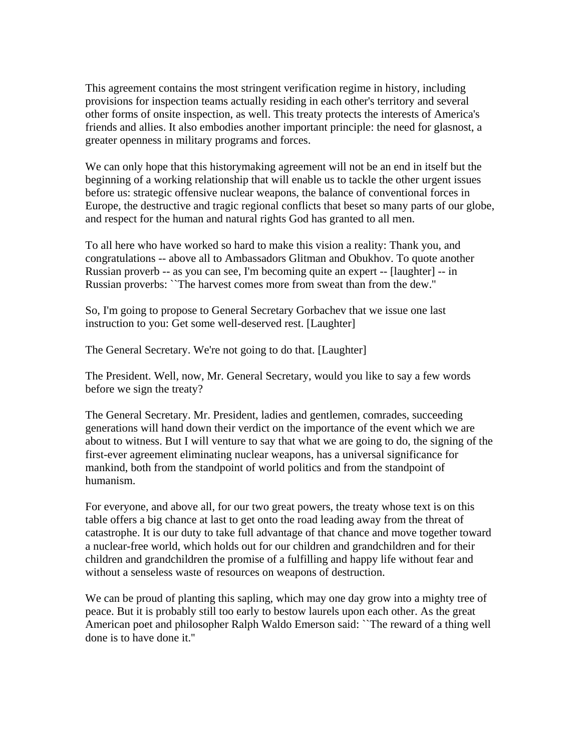This agreement contains the most stringent verification regime in history, including provisions for inspection teams actually residing in each other's territory and several other forms of onsite inspection, as well. This treaty protects the interests of America's friends and allies. It also embodies another important principle: the need for glasnost, a greater openness in military programs and forces.

We can only hope that this historymaking agreement will not be an end in itself but the beginning of a working relationship that will enable us to tackle the other urgent issues before us: strategic offensive nuclear weapons, the balance of conventional forces in Europe, the destructive and tragic regional conflicts that beset so many parts of our globe, and respect for the human and natural rights God has granted to all men.

To all here who have worked so hard to make this vision a reality: Thank you, and congratulations -- above all to Ambassadors Glitman and Obukhov. To quote another Russian proverb -- as you can see, I'm becoming quite an expert -- [laughter] -- in Russian proverbs: ``The harvest comes more from sweat than from the dew.''

So, I'm going to propose to General Secretary Gorbachev that we issue one last instruction to you: Get some well-deserved rest. [Laughter]

The General Secretary. We're not going to do that. [Laughter]

The President. Well, now, Mr. General Secretary, would you like to say a few words before we sign the treaty?

The General Secretary. Mr. President, ladies and gentlemen, comrades, succeeding generations will hand down their verdict on the importance of the event which we are about to witness. But I will venture to say that what we are going to do, the signing of the first-ever agreement eliminating nuclear weapons, has a universal significance for mankind, both from the standpoint of world politics and from the standpoint of humanism.

For everyone, and above all, for our two great powers, the treaty whose text is on this table offers a big chance at last to get onto the road leading away from the threat of catastrophe. It is our duty to take full advantage of that chance and move together toward a nuclear-free world, which holds out for our children and grandchildren and for their children and grandchildren the promise of a fulfilling and happy life without fear and without a senseless waste of resources on weapons of destruction.

We can be proud of planting this sapling, which may one day grow into a mighty tree of peace. But it is probably still too early to bestow laurels upon each other. As the great American poet and philosopher Ralph Waldo Emerson said: ``The reward of a thing well done is to have done it.''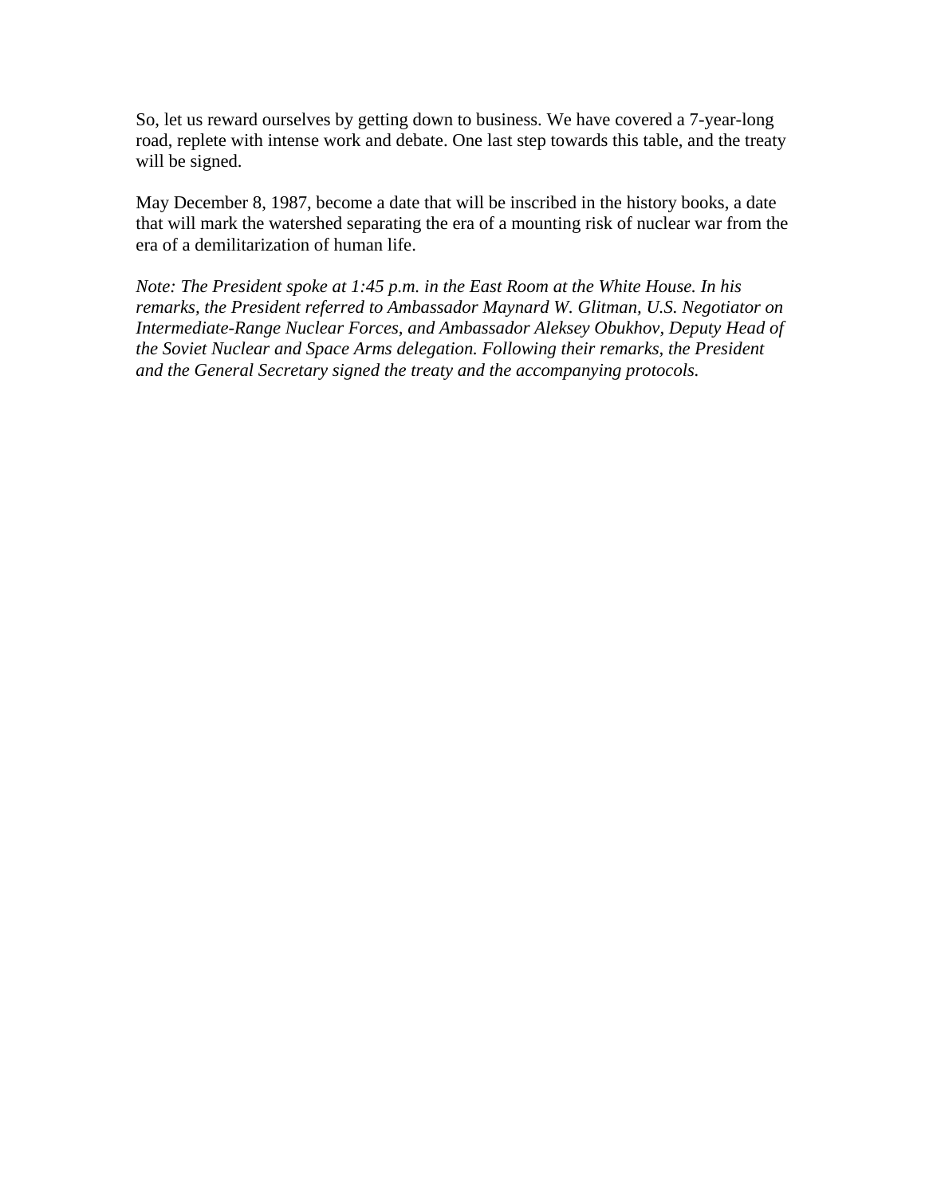So, let us reward ourselves by getting down to business. We have covered a 7-year-long road, replete with intense work and debate. One last step towards this table, and the treaty will be signed.

May December 8, 1987, become a date that will be inscribed in the history books, a date that will mark the watershed separating the era of a mounting risk of nuclear war from the era of a demilitarization of human life.

*Note: The President spoke at 1:45 p.m. in the East Room at the White House. In his remarks, the President referred to Ambassador Maynard W. Glitman, U.S. Negotiator on Intermediate-Range Nuclear Forces, and Ambassador Aleksey Obukhov, Deputy Head of the Soviet Nuclear and Space Arms delegation. Following their remarks, the President and the General Secretary signed the treaty and the accompanying protocols.*